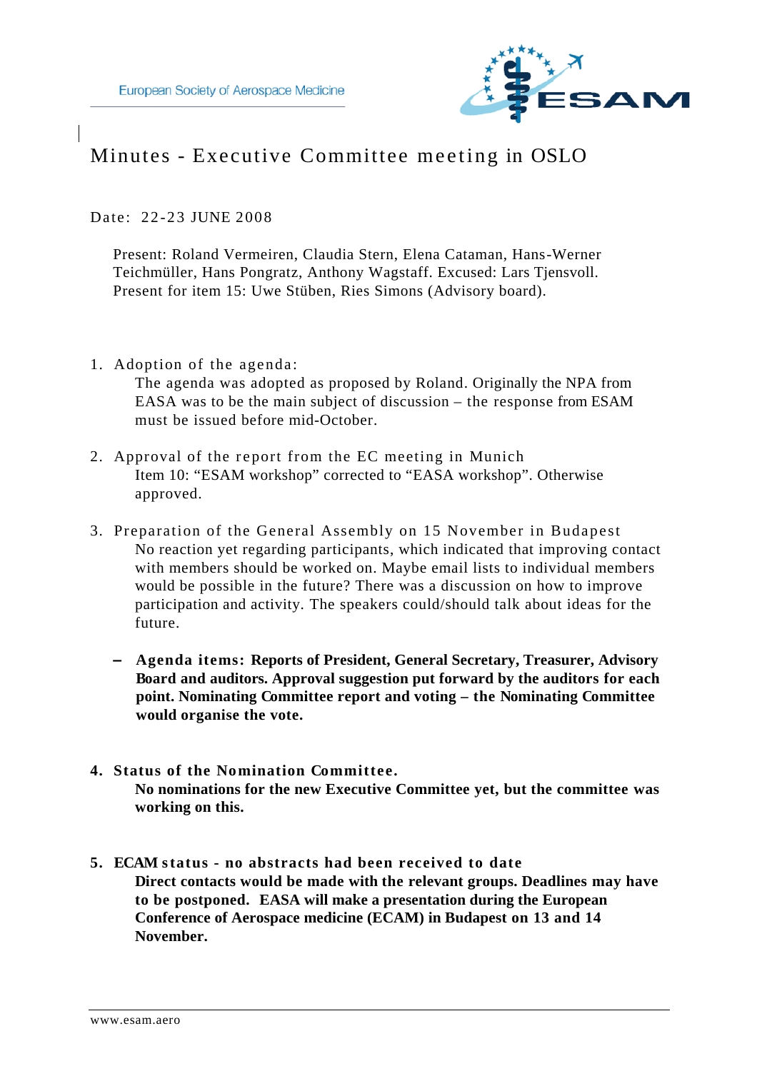European Society of Aerospace Medicine

# Minutes - Executive Committee meeting in OSLO

Date: 22-23 JUNE 2008

Present: Roland Vermeiren, Claudia Stern, Elena Cataman, Hans-Werner Teichmüller, Hans Pongratz, Anthony Wagstaff. Excused: Lars Tjensvoll. Present for item 15: Uwe Stüben, Ries Simons (Advisory board).

1. Adoption of the agenda:
   The agenda was adopted as proposed by Roland. Originally the NPA from EASA was to be the main subject of discussion – the response from ESAM must be issued before mid-October.

2. Approval of the report from the EC meeting in Munich
   Item 10: "ESAM workshop" corrected to "EASA workshop". Otherwise approved.

3. Preparation of the General Assembly on 15 November in Budapest
   No reaction yet regarding participants, which indicated that improving contact with members should be worked on. Maybe email lists to individual members would be possible in the future? There was a discussion on how to improve participation and activity. The speakers could/should talk about ideas for the future.

   - **Agenda items: Reports of President, General Secretary, Treasurer, Advisory Board and auditors. Approval suggestion put forward by the auditors for each point. Nominating Committee report and voting – the Nominating Committee would organise the vote.**

4. **Status of the Nomination Committee.**
   **No nominations for the new Executive Committee yet, but the committee was working on this.**

5. **ECAM status - no abstracts had been received to date**
   **Direct contacts would be made with the relevant groups. Deadlines may have to be postponed. EASA will make a presentation during the European Conference of Aerospace medicine (ECAM) in Budapest on 13 and 14 November.**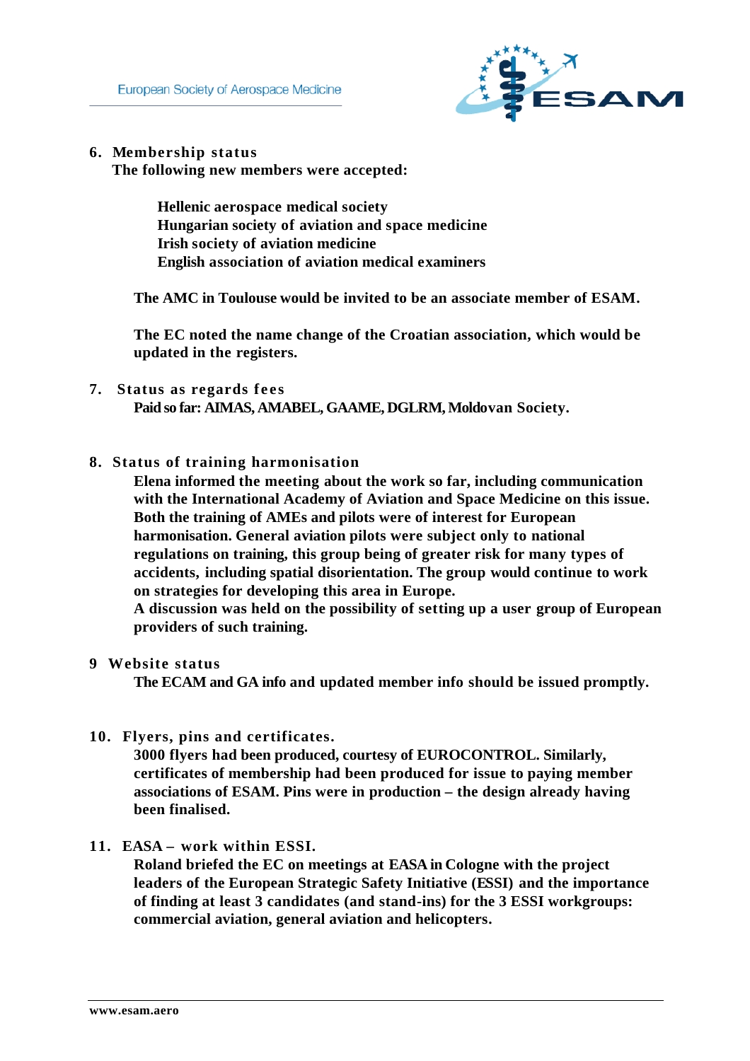## 6. Membership status

**The following new members were accepted:**

**Hellenic aerospace medical society**
**Hungarian society of aviation and space medicine**
**Irish society of aviation medicine**
**English association of aviation medical examiners**

**The AMC in Toulouse would be invited to be an associate member of ESAM.**

**The EC noted the name change of the Croatian association, which would be updated in the registers.**

## 7. Status as regards fees

**Paid so far: AIMAS, AMABEL, GAAME, DGLRM, Moldovan Society.**

## 8. Status of training harmonisation

**Elena informed the meeting about the work so far, including communication with the International Academy of Aviation and Space Medicine on this issue. Both the training of AMEs and pilots were of interest for European harmonisation. General aviation pilots were subject only to national regulations on training, this group being of greater risk for many types of accidents, including spatial disorientation. The group would continue to work on strategies for developing this area in Europe.**
**A discussion was held on the possibility of setting up a user group of European providers of such training.**

## 9 Website status

**The ECAM and GA info and updated member info should be issued promptly.**

## 10. Flyers, pins and certificates.

**3000 flyers had been produced, courtesy of EUROCONTROL. Similarly, certificates of membership had been produced for issue to paying member associations of ESAM. Pins were in production – the design already having been finalised.**

## 11. EASA – work within ESSI.

**Roland briefed the EC on meetings at EASA in Cologne with the project leaders of the European Strategic Safety Initiative (ESSI) and the importance of finding at least 3 candidates (and stand-ins) for the 3 ESSI workgroups: commercial aviation, general aviation and helicopters.**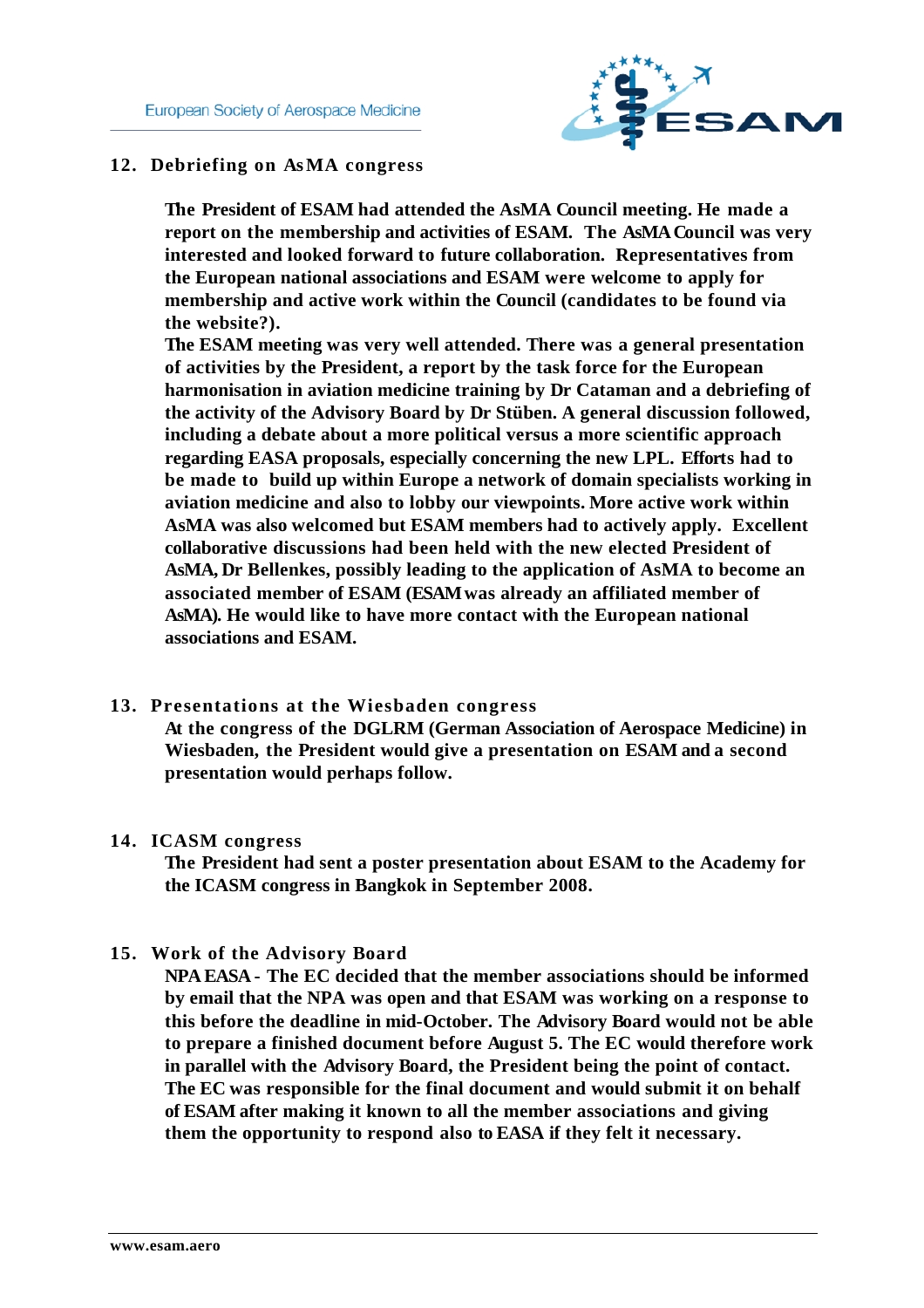## 12. Debriefing on AsMA congress

**The President of ESAM had attended the AsMA Council meeting. He made a report on the membership and activities of ESAM. The AsMA Council was very interested and looked forward to future collaboration. Representatives from the European national associations and ESAM were welcome to apply for membership and active work within the Council (candidates to be found via the website?).**

**The ESAM meeting was very well attended. There was a general presentation of activities by the President, a report by the task force for the European harmonisation in aviation medicine training by Dr Cataman and a debriefing of the activity of the Advisory Board by Dr Stüben. A general discussion followed, including a debate about a more political versus a more scientific approach regarding EASA proposals, especially concerning the new LPL. Efforts had to be made to build up within Europe a network of domain specialists working in aviation medicine and also to lobby our viewpoints. More active work within AsMA was also welcomed but ESAM members had to actively apply. Excellent collaborative discussions had been held with the new elected President of AsMA, Dr Bellenkes, possibly leading to the application of AsMA to become an associated member of ESAM (ESAM was already an affiliated member of AsMA). He would like to have more contact with the European national associations and ESAM.**

## 13. Presentations at the Wiesbaden congress

**At the congress of the DGLRM (German Association of Aerospace Medicine) in Wiesbaden, the President would give a presentation on ESAM and a second presentation would perhaps follow.**

## 14. ICASM congress

**The President had sent a poster presentation about ESAM to the Academy for the ICASM congress in Bangkok in September 2008.**

## 15. Work of the Advisory Board

**NPA EASA - The EC decided that the member associations should be informed by email that the NPA was open and that ESAM was working on a response to this before the deadline in mid-October. The Advisory Board would not be able to prepare a finished document before August 5. The EC would therefore work in parallel with the Advisory Board, the President being the point of contact. The EC was responsible for the final document and would submit it on behalf of ESAM after making it known to all the member associations and giving them the opportunity to respond also to EASA if they felt it necessary.**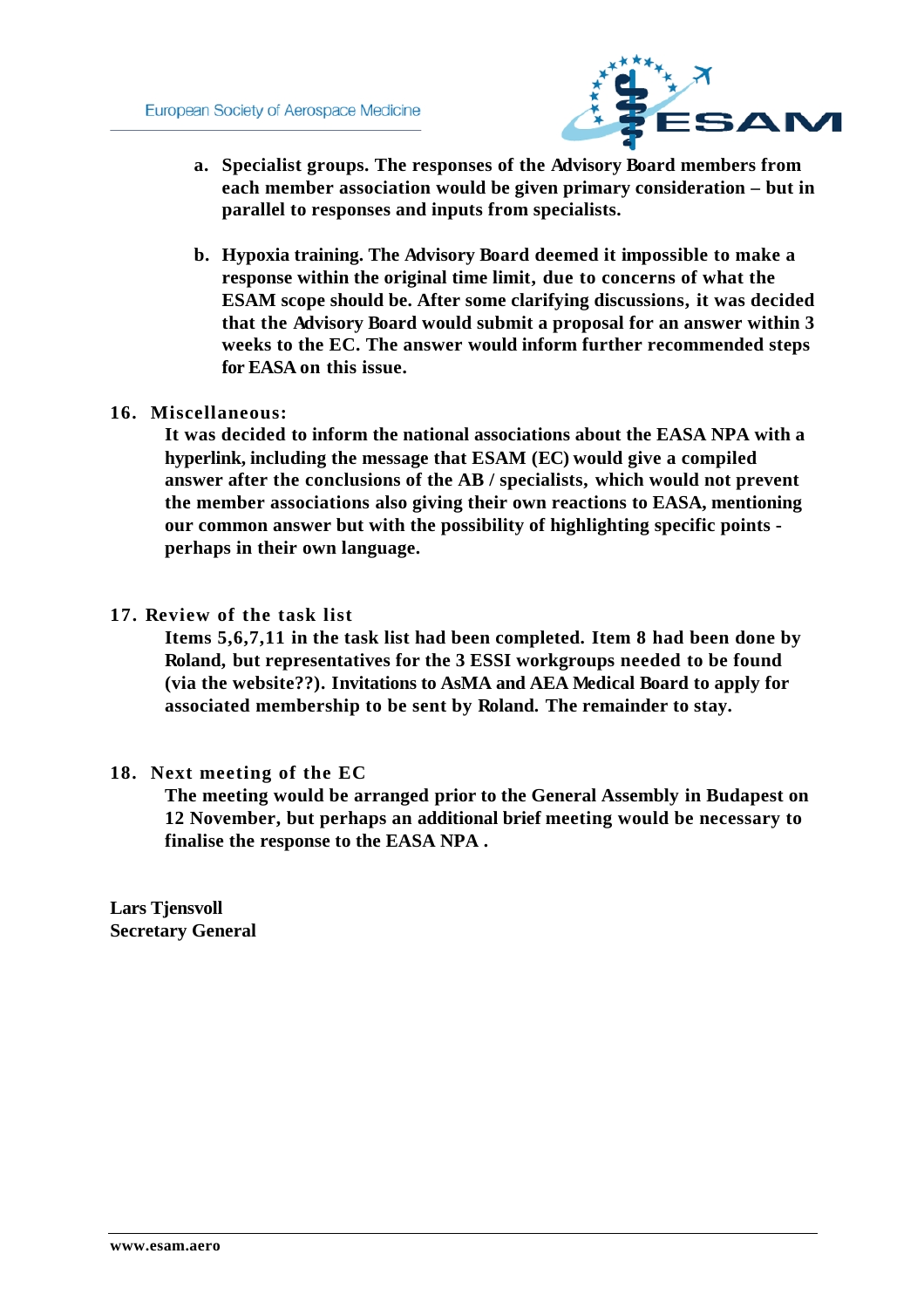a. **Specialist groups. The responses of the Advisory Board members from each member association would be given primary consideration – but in parallel to responses and inputs from specialists.**

b. **Hypoxia training. The Advisory Board deemed it impossible to make a response within the original time limit, due to concerns of what the ESAM scope should be. After some clarifying discussions, it was decided that the Advisory Board would submit a proposal for an answer within 3 weeks to the EC. The answer would inform further recommended steps for EASA on this issue.**

**16. Miscellaneous:**

**It was decided to inform the national associations about the EASA NPA with a hyperlink, including the message that ESAM (EC) would give a compiled answer after the conclusions of the AB / specialists, which would not prevent the member associations also giving their own reactions to EASA, mentioning our common answer but with the possibility of highlighting specific points - perhaps in their own language.**

**17. Review of the task list**

**Items 5,6,7,11 in the task list had been completed. Item 8 had been done by Roland, but representatives for the 3 ESSI workgroups needed to be found (via the website??). Invitations to AsMA and AEA Medical Board to apply for associated membership to be sent by Roland. The remainder to stay.**

**18. Next meeting of the EC**

**The meeting would be arranged prior to the General Assembly in Budapest on 12 November, but perhaps an additional brief meeting would be necessary to finalise the response to the EASA NPA .**

**Lars Tjensvoll**
**Secretary General**